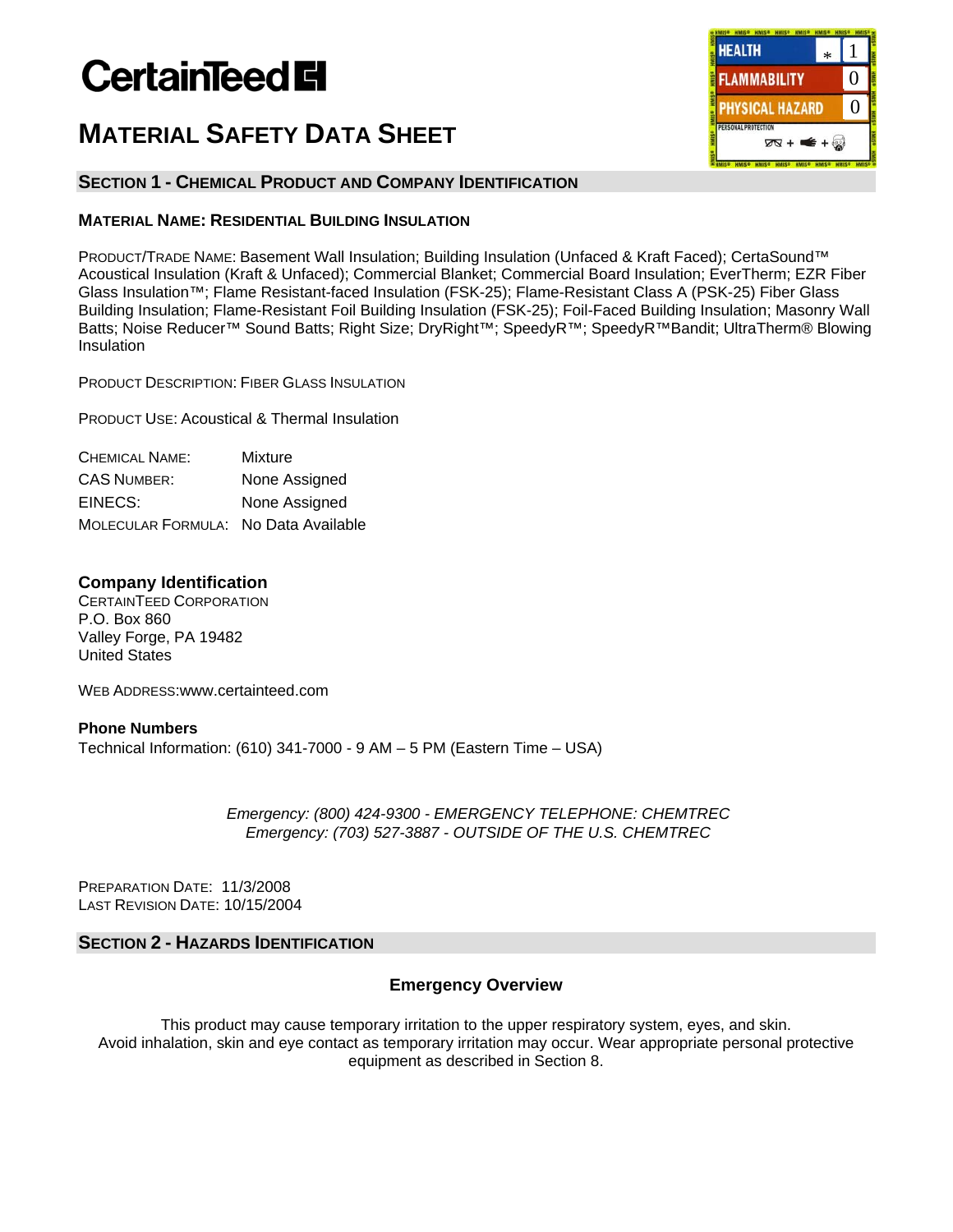CertainTeed

# MATERIAL SAFETY DATA SHEET

| HMIS | | |
|---|---|---|
| HEALTH | * | 1 |
| FLAMMABILITY | | 0 |
| PHYSICAL HAZARD | | 0 |
| PERSONAL PROTECTION | | |

## SECTION 1 - CHEMICAL PRODUCT AND COMPANY IDENTIFICATION

### MATERIAL NAME: RESIDENTIAL BUILDING INSULATION

PRODUCT/TRADE NAME: Basement Wall Insulation; Building Insulation (Unfaced & Kraft Faced); CertaSound™ Acoustical Insulation (Kraft & Unfaced); Commercial Blanket; Commercial Board Insulation; EverTherm; EZR Fiber Glass Insulation™; Flame Resistant-faced Insulation (FSK-25); Flame-Resistant Class A (PSK-25) Fiber Glass Building Insulation; Flame-Resistant Foil Building Insulation (FSK-25); Foil-Faced Building Insulation; Masonry Wall Batts; Noise Reducer™ Sound Batts; Right Size; DryRight™; SpeedyR™; SpeedyR™Bandit; UltraTherm® Blowing Insulation

PRODUCT DESCRIPTION: FIBER GLASS INSULATION

PRODUCT USE: Acoustical & Thermal Insulation

| | |
|---|---|
| CHEMICAL NAME: | Mixture |
| CAS NUMBER: | None Assigned |
| EINECS: | None Assigned |
| MOLECULAR FORMULA: | No Data Available |

**Company Identification**
CERTAINTEED CORPORATION
P.O. Box 860
Valley Forge, PA 19482
United States

WEB ADDRESS:www.certainteed.com

**Phone Numbers**
Technical Information: (610) 341-7000 - 9 AM – 5 PM (Eastern Time – USA)

*Emergency: (800) 424-9300 - EMERGENCY TELEPHONE: CHEMTREC*
*Emergency: (703) 527-3887 - OUTSIDE OF THE U.S. CHEMTREC*

PREPARATION DATE: 11/3/2008
LAST REVISION DATE: 10/15/2004

## SECTION 2 - HAZARDS IDENTIFICATION

### Emergency Overview

This product may cause temporary irritation to the upper respiratory system, eyes, and skin. Avoid inhalation, skin and eye contact as temporary irritation may occur. Wear appropriate personal protective equipment as described in Section 8.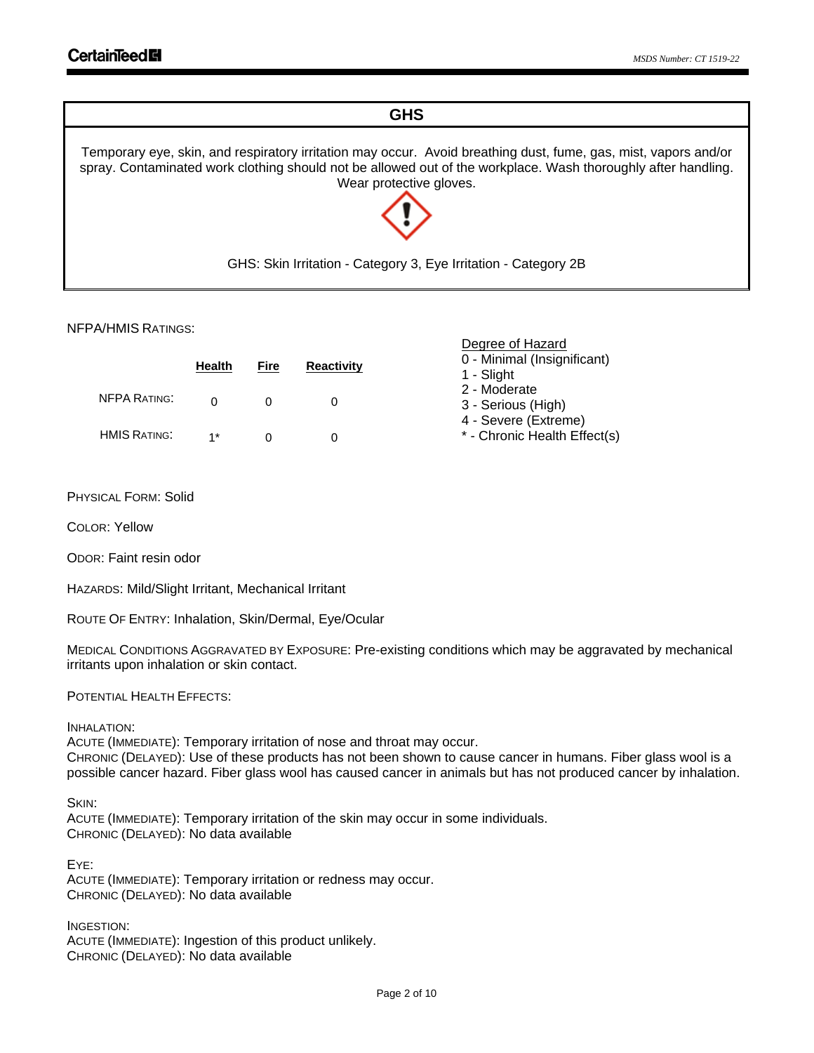## GHS

Temporary eye, skin, and respiratory irritation may occur. Avoid breathing dust, fume, gas, mist, vapors and/or spray. Contaminated work clothing should not be allowed out of the workplace. Wash thoroughly after handling. Wear protective gloves.

GHS: Skin Irritation - Category 3, Eye Irritation - Category 2B

NFPA/HMIS RATINGS:

| | Health | Fire | Reactivity |
|---|---|---|---|
| NFPA RATING: | 0 | 0 | 0 |
| HMIS RATING: | 1* | 0 | 0 |

Degree of Hazard
- 0 - Minimal (Insignificant)
- 1 - Slight
- 2 - Moderate
- 3 - Serious (High)
- 4 - Severe (Extreme)
- * - Chronic Health Effect(s)

PHYSICAL FORM: Solid

COLOR: Yellow

ODOR: Faint resin odor

HAZARDS: Mild/Slight Irritant, Mechanical Irritant

ROUTE OF ENTRY: Inhalation, Skin/Dermal, Eye/Ocular

MEDICAL CONDITIONS AGGRAVATED BY EXPOSURE: Pre-existing conditions which may be aggravated by mechanical irritants upon inhalation or skin contact.

POTENTIAL HEALTH EFFECTS:

INHALATION:
ACUTE (IMMEDIATE): Temporary irritation of nose and throat may occur.
CHRONIC (DELAYED): Use of these products has not been shown to cause cancer in humans. Fiber glass wool is a possible cancer hazard. Fiber glass wool has caused cancer in animals but has not produced cancer by inhalation.

SKIN:
ACUTE (IMMEDIATE): Temporary irritation of the skin may occur in some individuals.
CHRONIC (DELAYED): No data available

EYE:
ACUTE (IMMEDIATE): Temporary irritation or redness may occur.
CHRONIC (DELAYED): No data available

INGESTION:
ACUTE (IMMEDIATE): Ingestion of this product unlikely.
CHRONIC (DELAYED): No data available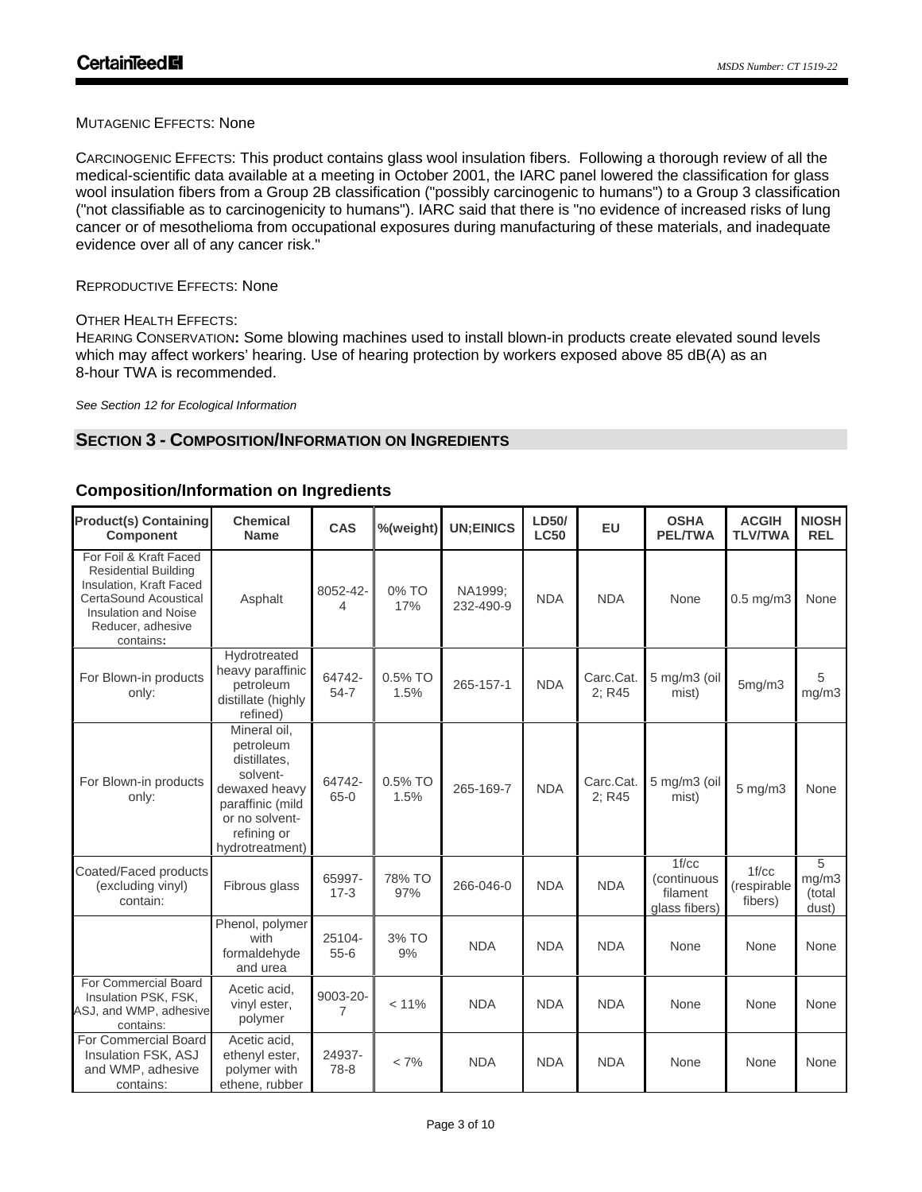MUTAGENIC EFFECTS: None

CARCINOGENIC EFFECTS: This product contains glass wool insulation fibers. Following a thorough review of all the medical-scientific data available at a meeting in October 2001, the IARC panel lowered the classification for glass wool insulation fibers from a Group 2B classification ("possibly carcinogenic to humans") to a Group 3 classification ("not classifiable as to carcinogenicity to humans"). IARC said that there is "no evidence of increased risks of lung cancer or of mesothelioma from occupational exposures during manufacturing of these materials, and inadequate evidence over all of any cancer risk."

REPRODUCTIVE EFFECTS: None

OTHER HEALTH EFFECTS:
HEARING CONSERVATION**:** Some blowing machines used to install blown-in products create elevated sound levels which may affect workers' hearing. Use of hearing protection by workers exposed above 85 dB(A) as an 8-hour TWA is recommended.

*See Section 12 for Ecological Information*

## SECTION 3 - COMPOSITION/INFORMATION ON INGREDIENTS

### Composition/Information on Ingredients

| Product(s) Containing Component | Chemical Name | CAS | %(weight) | UN;EINICS | LD50/ LC50 | EU | OSHA PEL/TWA | ACGIH TLV/TWA | NIOSH REL |
|---|---|---|---|---|---|---|---|---|---|
| For Foil & Kraft Faced Residential Building Insulation, Kraft Faced CertaSound Acoustical Insulation and Noise Reducer, adhesive contains**:** | Asphalt | 8052-42-4 | 0% TO 17% | NA1999; 232-490-9 | NDA | NDA | None | 0.5 mg/m3 | None |
| For Blown-in products only: | Hydrotreated heavy paraffinic petroleum distillate (highly refined) | 64742-54-7 | 0.5% TO 1.5% | 265-157-1 | NDA | Carc.Cat. 2; R45 | 5 mg/m3 (oil mist) | 5mg/m3 | 5 mg/m3 |
| For Blown-in products only: | Mineral oil, petroleum distillates, solvent-dewaxed heavy paraffinic (mild or no solvent-refining or hydrotreatment) | 64742-65-0 | 0.5% TO 1.5% | 265-169-7 | NDA | Carc.Cat. 2; R45 | 5 mg/m3 (oil mist) | 5 mg/m3 | None |
| Coated/Faced products (excluding vinyl) contain: | Fibrous glass | 65997-17-3 | 78% TO 97% | 266-046-0 | NDA | NDA | 1f/cc (continuous filament glass fibers) | 1f/cc (respirable fibers) | 5 mg/m3 (total dust) |
| | Phenol, polymer with formaldehyde and urea | 25104-55-6 | 3% TO 9% | NDA | NDA | NDA | None | None | None |
| For Commercial Board Insulation PSK, FSK, ASJ, and WMP, adhesive contains: | Acetic acid, vinyl ester, polymer | 9003-20-7 | < 11% | NDA | NDA | NDA | None | None | None |
| For Commercial Board Insulation FSK, ASJ and WMP, adhesive contains: | Acetic acid, ethenyl ester, polymer with ethene, rubber | 24937-78-8 | < 7% | NDA | NDA | NDA | None | None | None |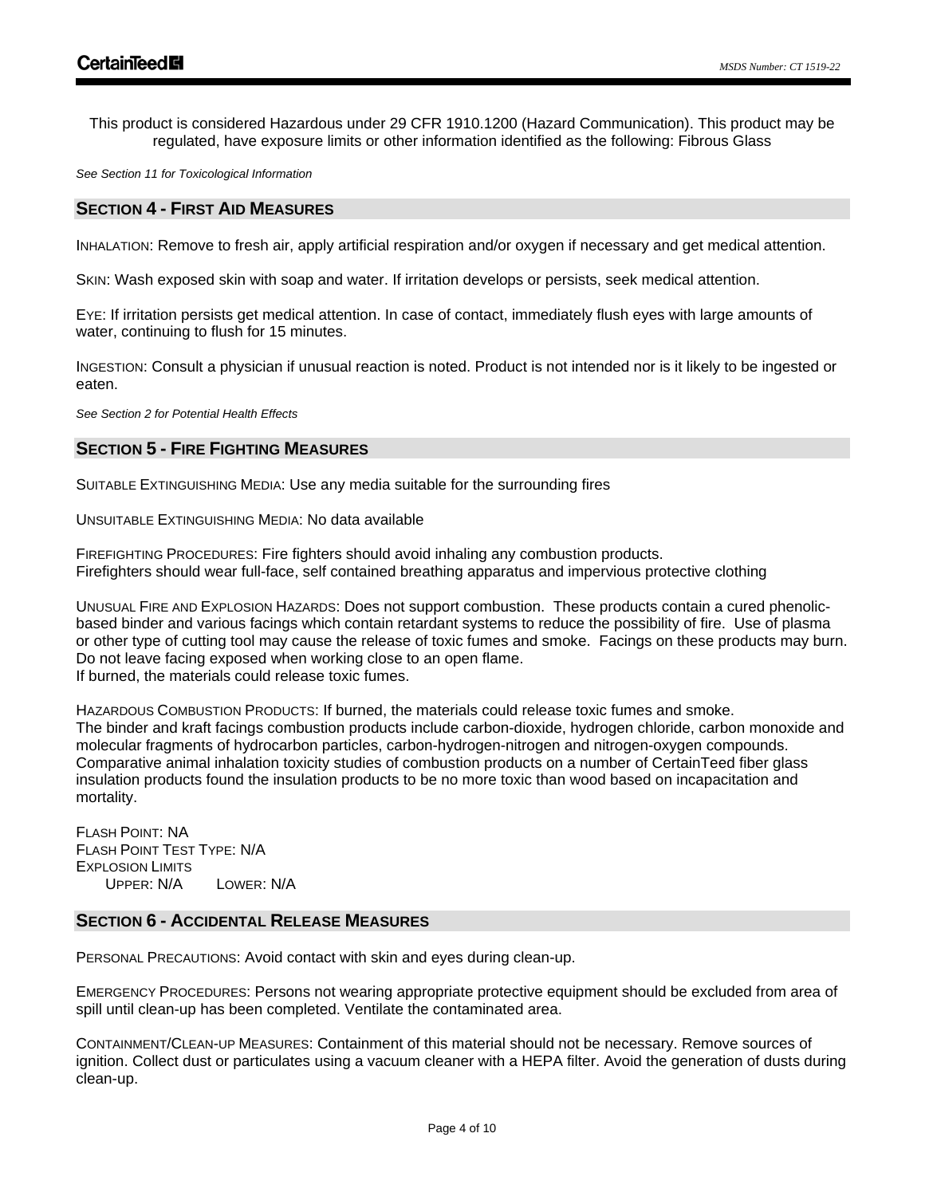This product is considered Hazardous under 29 CFR 1910.1200 (Hazard Communication). This product may be regulated, have exposure limits or other information identified as the following: Fibrous Glass

*See Section 11 for Toxicological Information*

## SECTION 4 - FIRST AID MEASURES

INHALATION: Remove to fresh air, apply artificial respiration and/or oxygen if necessary and get medical attention.

SKIN: Wash exposed skin with soap and water. If irritation develops or persists, seek medical attention.

EYE: If irritation persists get medical attention. In case of contact, immediately flush eyes with large amounts of water, continuing to flush for 15 minutes.

INGESTION: Consult a physician if unusual reaction is noted. Product is not intended nor is it likely to be ingested or eaten.

*See Section 2 for Potential Health Effects*

## SECTION 5 - FIRE FIGHTING MEASURES

SUITABLE EXTINGUISHING MEDIA: Use any media suitable for the surrounding fires

UNSUITABLE EXTINGUISHING MEDIA: No data available

FIREFIGHTING PROCEDURES: Fire fighters should avoid inhaling any combustion products.
Firefighters should wear full-face, self contained breathing apparatus and impervious protective clothing

UNUSUAL FIRE AND EXPLOSION HAZARDS: Does not support combustion. These products contain a cured phenolic-based binder and various facings which contain retardant systems to reduce the possibility of fire. Use of plasma or other type of cutting tool may cause the release of toxic fumes and smoke. Facings on these products may burn. Do not leave facing exposed when working close to an open flame.
If burned, the materials could release toxic fumes.

HAZARDOUS COMBUSTION PRODUCTS: If burned, the materials could release toxic fumes and smoke.
The binder and kraft facings combustion products include carbon-dioxide, hydrogen chloride, carbon monoxide and molecular fragments of hydrocarbon particles, carbon-hydrogen-nitrogen and nitrogen-oxygen compounds. Comparative animal inhalation toxicity studies of combustion products on a number of CertainTeed fiber glass insulation products found the insulation products to be no more toxic than wood based on incapacitation and mortality.

FLASH POINT: NA
FLASH POINT TEST TYPE: N/A
EXPLOSION LIMITS
UPPER: N/A LOWER: N/A

## SECTION 6 - ACCIDENTAL RELEASE MEASURES

PERSONAL PRECAUTIONS: Avoid contact with skin and eyes during clean-up.

EMERGENCY PROCEDURES: Persons not wearing appropriate protective equipment should be excluded from area of spill until clean-up has been completed. Ventilate the contaminated area.

CONTAINMENT/CLEAN-UP MEASURES: Containment of this material should not be necessary. Remove sources of ignition. Collect dust or particulates using a vacuum cleaner with a HEPA filter. Avoid the generation of dusts during clean-up.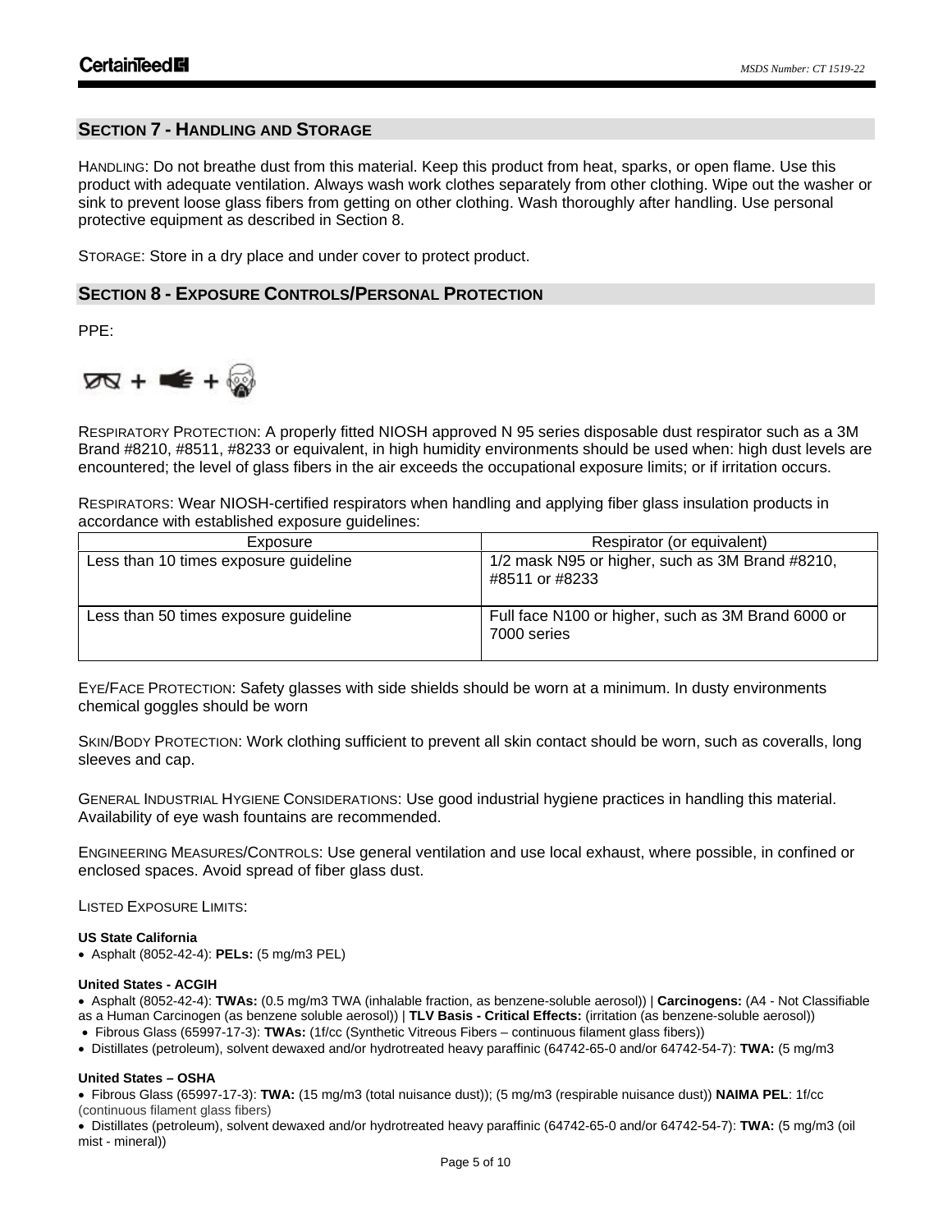## SECTION 7 - HANDLING AND STORAGE

HANDLING: Do not breathe dust from this material. Keep this product from heat, sparks, or open flame. Use this product with adequate ventilation. Always wash work clothes separately from other clothing. Wipe out the washer or sink to prevent loose glass fibers from getting on other clothing. Wash thoroughly after handling. Use personal protective equipment as described in Section 8.

STORAGE: Store in a dry place and under cover to protect product.

## SECTION 8 - EXPOSURE CONTROLS/PERSONAL PROTECTION

PPE:

RESPIRATORY PROTECTION: A properly fitted NIOSH approved N 95 series disposable dust respirator such as a 3M Brand #8210, #8511, #8233 or equivalent, in high humidity environments should be used when: high dust levels are encountered; the level of glass fibers in the air exceeds the occupational exposure limits; or if irritation occurs.

RESPIRATORS: Wear NIOSH-certified respirators when handling and applying fiber glass insulation products in accordance with established exposure guidelines:

| Exposure | Respirator (or equivalent) |
|---|---|
| Less than 10 times exposure guideline | 1/2 mask N95 or higher, such as 3M Brand #8210, #8511 or #8233 |
| Less than 50 times exposure guideline | Full face N100 or higher, such as 3M Brand 6000 or 7000 series |

EYE/FACE PROTECTION: Safety glasses with side shields should be worn at a minimum. In dusty environments chemical goggles should be worn

SKIN/BODY PROTECTION: Work clothing sufficient to prevent all skin contact should be worn, such as coveralls, long sleeves and cap.

GENERAL INDUSTRIAL HYGIENE CONSIDERATIONS: Use good industrial hygiene practices in handling this material. Availability of eye wash fountains are recommended.

ENGINEERING MEASURES/CONTROLS: Use general ventilation and use local exhaust, where possible, in confined or enclosed spaces. Avoid spread of fiber glass dust.

LISTED EXPOSURE LIMITS:

**US State California**

- Asphalt (8052-42-4): **PELs:** (5 mg/m3 PEL)

**United States - ACGIH**

- Asphalt (8052-42-4): **TWAs:** (0.5 mg/m3 TWA (inhalable fraction, as benzene-soluble aerosol)) | **Carcinogens:** (A4 - Not Classifiable as a Human Carcinogen (as benzene soluble aerosol)) | **TLV Basis - Critical Effects:** (irritation (as benzene-soluble aerosol))
- Fibrous Glass (65997-17-3): **TWAs:** (1f/cc (Synthetic Vitreous Fibers – continuous filament glass fibers))
- Distillates (petroleum), solvent dewaxed and/or hydrotreated heavy paraffinic (64742-65-0 and/or 64742-54-7): **TWA:** (5 mg/m3

**United States – OSHA**

- Fibrous Glass (65997-17-3): **TWA:** (15 mg/m3 (total nuisance dust)); (5 mg/m3 (respirable nuisance dust)) **NAIMA PEL**: 1f/cc (continuous filament glass fibers)
- Distillates (petroleum), solvent dewaxed and/or hydrotreated heavy paraffinic (64742-65-0 and/or 64742-54-7): **TWA:** (5 mg/m3 (oil mist - mineral))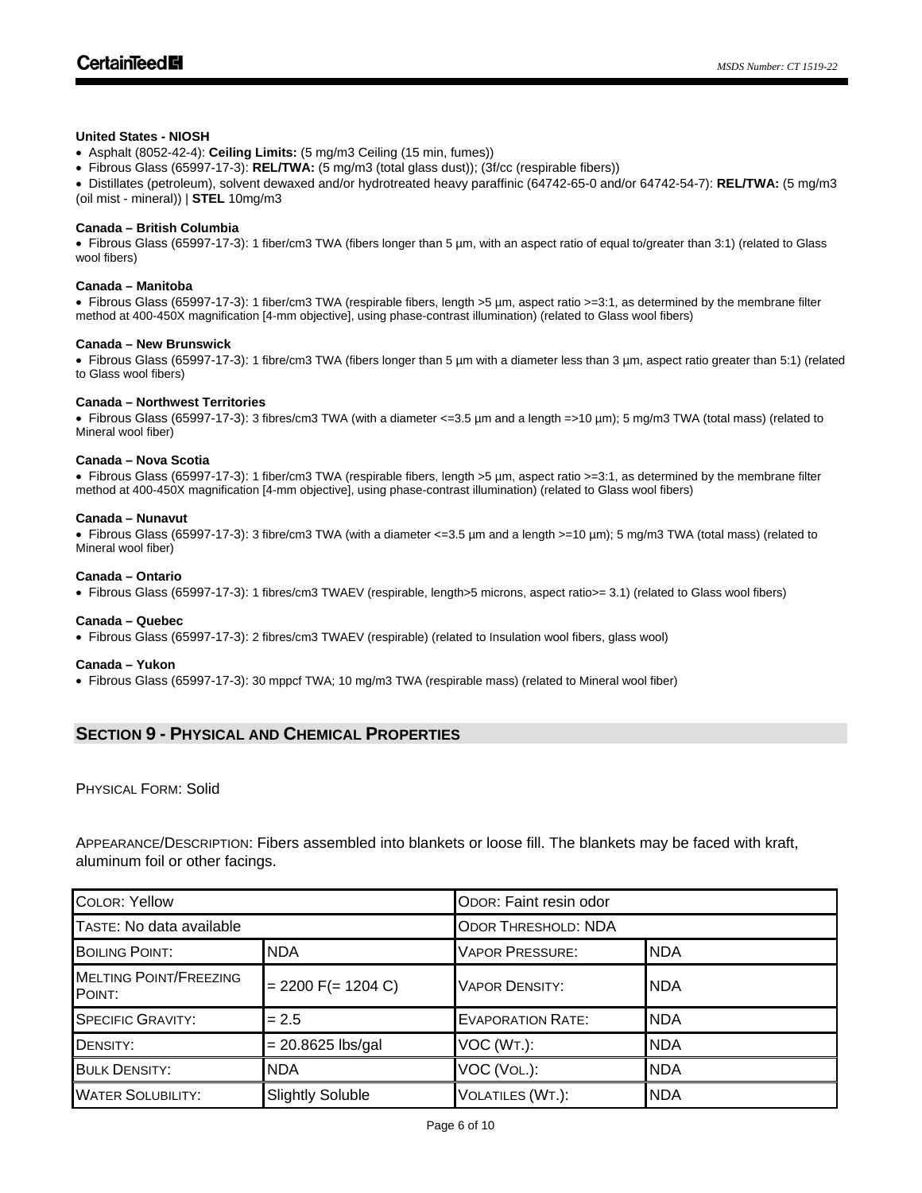**United States - NIOSH**

- Asphalt (8052-42-4): **Ceiling Limits:** (5 mg/m3 Ceiling (15 min, fumes))
- Fibrous Glass (65997-17-3): **REL/TWA:** (5 mg/m3 (total glass dust)); (3f/cc (respirable fibers))
- Distillates (petroleum), solvent dewaxed and/or hydrotreated heavy paraffinic (64742-65-0 and/or 64742-54-7): **REL/TWA:** (5 mg/m3 (oil mist - mineral)) | **STEL** 10mg/m3

**Canada – British Columbia**

- Fibrous Glass (65997-17-3): 1 fiber/cm3 TWA (fibers longer than 5 µm, with an aspect ratio of equal to/greater than 3:1) (related to Glass wool fibers)

**Canada – Manitoba**

- Fibrous Glass (65997-17-3): 1 fiber/cm3 TWA (respirable fibers, length >5 µm, aspect ratio >=3:1, as determined by the membrane filter method at 400-450X magnification [4-mm objective], using phase-contrast illumination) (related to Glass wool fibers)

**Canada – New Brunswick**

- Fibrous Glass (65997-17-3): 1 fibre/cm3 TWA (fibers longer than 5 µm with a diameter less than 3 µm, aspect ratio greater than 5:1) (related to Glass wool fibers)

**Canada – Northwest Territories**

- Fibrous Glass (65997-17-3): 3 fibres/cm3 TWA (with a diameter <=3.5 µm and a length =>10 µm); 5 mg/m3 TWA (total mass) (related to Mineral wool fiber)

**Canada – Nova Scotia**

- Fibrous Glass (65997-17-3): 1 fiber/cm3 TWA (respirable fibers, length >5 µm, aspect ratio >=3:1, as determined by the membrane filter method at 400-450X magnification [4-mm objective], using phase-contrast illumination) (related to Glass wool fibers)

**Canada – Nunavut**

- Fibrous Glass (65997-17-3): 3 fibre/cm3 TWA (with a diameter <=3.5 µm and a length >=10 µm); 5 mg/m3 TWA (total mass) (related to Mineral wool fiber)

**Canada – Ontario**

- Fibrous Glass (65997-17-3): 1 fibres/cm3 TWAEV (respirable, length>5 microns, aspect ratio>= 3.1) (related to Glass wool fibers)

**Canada – Quebec**

- Fibrous Glass (65997-17-3): 2 fibres/cm3 TWAEV (respirable) (related to Insulation wool fibers, glass wool)

**Canada – Yukon**

- Fibrous Glass (65997-17-3): 30 mppcf TWA; 10 mg/m3 TWA (respirable mass) (related to Mineral wool fiber)

## SECTION 9 - PHYSICAL AND CHEMICAL PROPERTIES

PHYSICAL FORM: Solid

APPEARANCE/DESCRIPTION: Fibers assembled into blankets or loose fill. The blankets may be faced with kraft, aluminum foil or other facings.

| COLOR: Yellow | | ODOR: Faint resin odor | |
|---|---|---|---|
| TASTE: No data available | | ODOR THRESHOLD: NDA | |
| BOILING POINT: | NDA | VAPOR PRESSURE: | NDA |
| MELTING POINT/FREEZING POINT: | = 2200 F(= 1204 C) | VAPOR DENSITY: | NDA |
| SPECIFIC GRAVITY: | = 2.5 | EVAPORATION RATE: | NDA |
| DENSITY: | = 20.8625 lbs/gal | VOC (WT.): | NDA |
| BULK DENSITY: | NDA | VOC (VOL.): | NDA |
| WATER SOLUBILITY: | Slightly Soluble | VOLATILES (WT.): | NDA |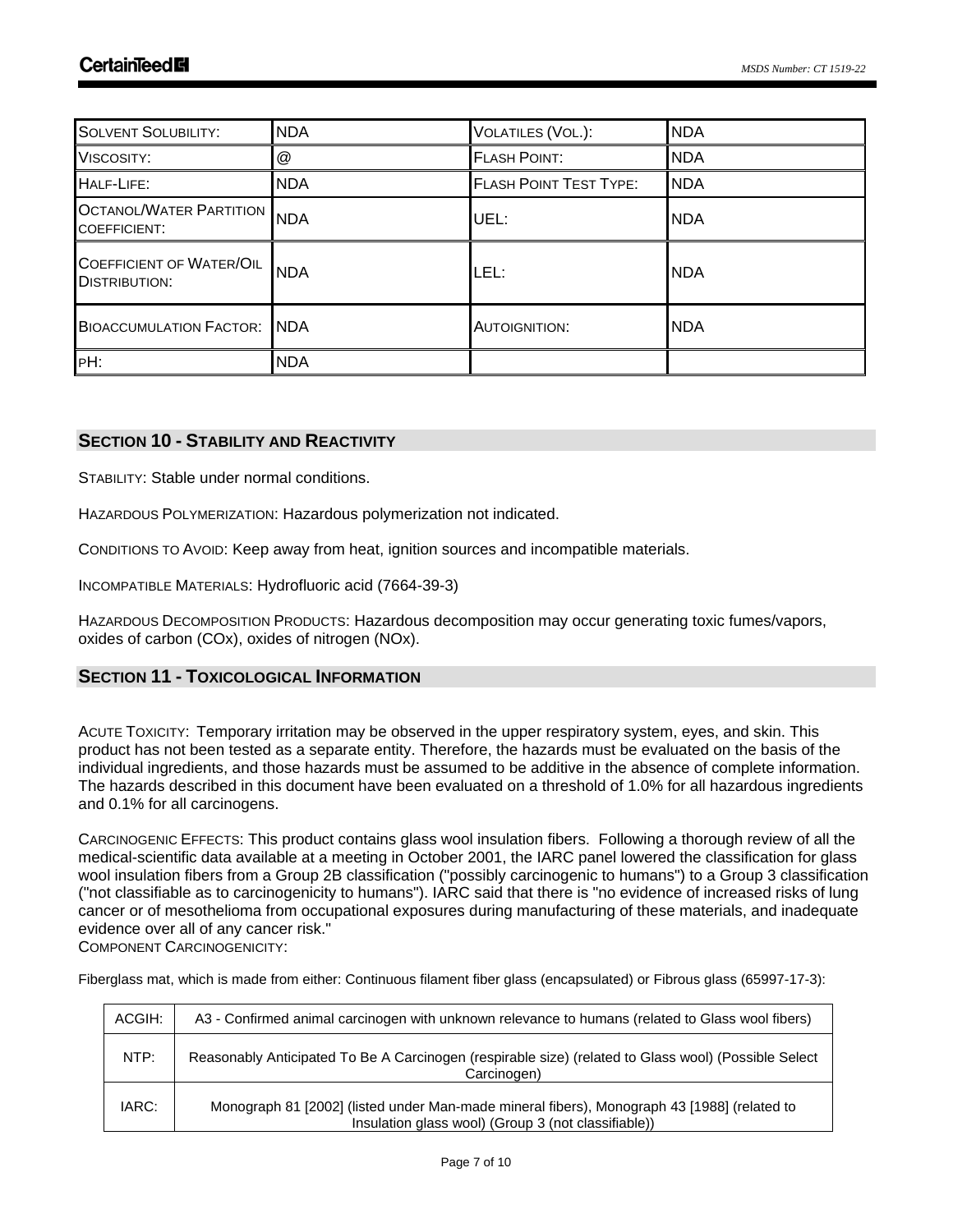| SOLVENT SOLUBILITY: | NDA | VOLATILES (VOL.): | NDA |
|---|---|---|---|
| VISCOSITY: | @ | FLASH POINT: | NDA |
| HALF-LIFE: | NDA | FLASH POINT TEST TYPE: | NDA |
| OCTANOL/WATER PARTITION COEFFICIENT: | NDA | UEL: | NDA |
| COEFFICIENT OF WATER/OIL DISTRIBUTION: | NDA | LEL: | NDA |
| BIOACCUMULATION FACTOR: | NDA | AUTOIGNITION: | NDA |
| PH: | NDA | | |

## SECTION 10 - STABILITY AND REACTIVITY

STABILITY: Stable under normal conditions.

HAZARDOUS POLYMERIZATION: Hazardous polymerization not indicated.

CONDITIONS TO AVOID: Keep away from heat, ignition sources and incompatible materials.

INCOMPATIBLE MATERIALS: Hydrofluoric acid (7664-39-3)

HAZARDOUS DECOMPOSITION PRODUCTS: Hazardous decomposition may occur generating toxic fumes/vapors, oxides of carbon (COx), oxides of nitrogen (NOx).

## SECTION 11 - TOXICOLOGICAL INFORMATION

ACUTE TOXICITY: Temporary irritation may be observed in the upper respiratory system, eyes, and skin. This product has not been tested as a separate entity. Therefore, the hazards must be evaluated on the basis of the individual ingredients, and those hazards must be assumed to be additive in the absence of complete information. The hazards described in this document have been evaluated on a threshold of 1.0% for all hazardous ingredients and 0.1% for all carcinogens.

CARCINOGENIC EFFECTS: This product contains glass wool insulation fibers. Following a thorough review of all the medical-scientific data available at a meeting in October 2001, the IARC panel lowered the classification for glass wool insulation fibers from a Group 2B classification ("possibly carcinogenic to humans") to a Group 3 classification ("not classifiable as to carcinogenicity to humans"). IARC said that there is "no evidence of increased risks of lung cancer or of mesothelioma from occupational exposures during manufacturing of these materials, and inadequate evidence over all of any cancer risk."

COMPONENT CARCINOGENICITY:

Fiberglass mat, which is made from either: Continuous filament fiber glass (encapsulated) or Fibrous glass (65997-17-3):

| | |
|---|---|
| ACGIH: | A3 - Confirmed animal carcinogen with unknown relevance to humans (related to Glass wool fibers) |
| NTP: | Reasonably Anticipated To Be A Carcinogen (respirable size) (related to Glass wool) (Possible Select Carcinogen) |
| IARC: | Monograph 81 [2002] (listed under Man-made mineral fibers), Monograph 43 [1988] (related to Insulation glass wool) (Group 3 (not classifiable)) |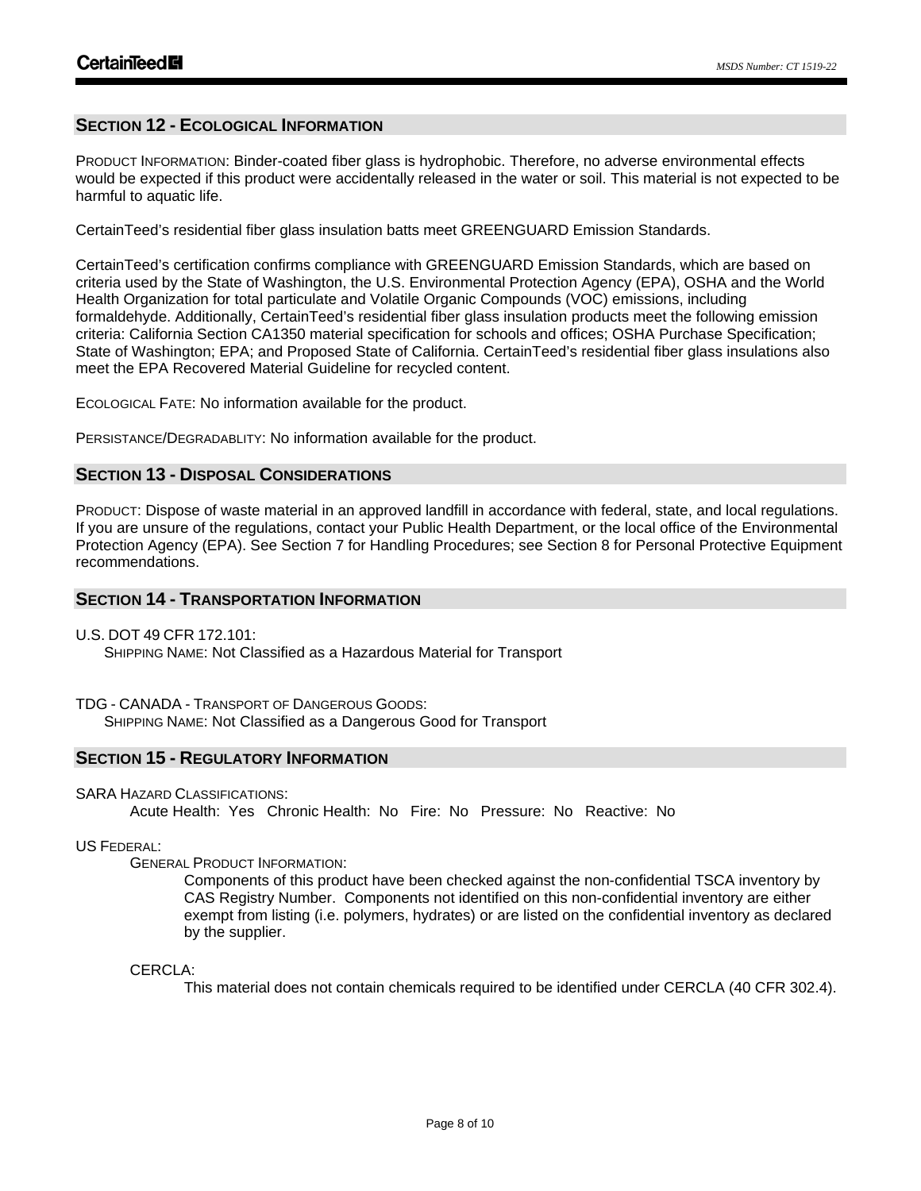## SECTION 12 - ECOLOGICAL INFORMATION

PRODUCT INFORMATION: Binder-coated fiber glass is hydrophobic. Therefore, no adverse environmental effects would be expected if this product were accidentally released in the water or soil. This material is not expected to be harmful to aquatic life.

CertainTeed's residential fiber glass insulation batts meet GREENGUARD Emission Standards.

CertainTeed's certification confirms compliance with GREENGUARD Emission Standards, which are based on criteria used by the State of Washington, the U.S. Environmental Protection Agency (EPA), OSHA and the World Health Organization for total particulate and Volatile Organic Compounds (VOC) emissions, including formaldehyde. Additionally, CertainTeed's residential fiber glass insulation products meet the following emission criteria: California Section CA1350 material specification for schools and offices; OSHA Purchase Specification; State of Washington; EPA; and Proposed State of California. CertainTeed's residential fiber glass insulations also meet the EPA Recovered Material Guideline for recycled content.

ECOLOGICAL FATE: No information available for the product.

PERSISTANCE/DEGRADABLITY: No information available for the product.

## SECTION 13 - DISPOSAL CONSIDERATIONS

PRODUCT: Dispose of waste material in an approved landfill in accordance with federal, state, and local regulations. If you are unsure of the regulations, contact your Public Health Department, or the local office of the Environmental Protection Agency (EPA). See Section 7 for Handling Procedures; see Section 8 for Personal Protective Equipment recommendations.

## SECTION 14 - TRANSPORTATION INFORMATION

U.S. DOT 49 CFR 172.101:
SHIPPING NAME: Not Classified as a Hazardous Material for Transport

TDG - CANADA - TRANSPORT OF DANGEROUS GOODS:
SHIPPING NAME: Not Classified as a Dangerous Good for Transport

## SECTION 15 - REGULATORY INFORMATION

SARA HAZARD CLASSIFICATIONS:
Acute Health: Yes Chronic Health: No Fire: No Pressure: No Reactive: No

US FEDERAL:

GENERAL PRODUCT INFORMATION:

Components of this product have been checked against the non-confidential TSCA inventory by CAS Registry Number. Components not identified on this non-confidential inventory are either exempt from listing (i.e. polymers, hydrates) or are listed on the confidential inventory as declared by the supplier.

CERCLA:

This material does not contain chemicals required to be identified under CERCLA (40 CFR 302.4).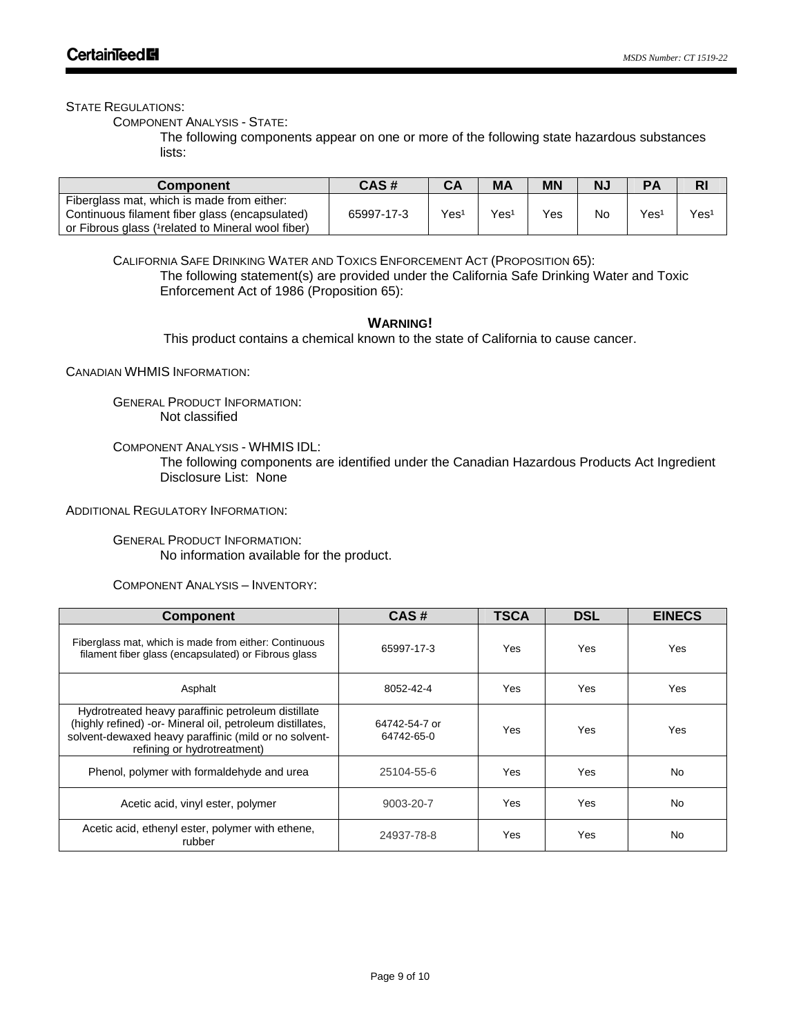STATE REGULATIONS:

COMPONENT ANALYSIS - STATE:

The following components appear on one or more of the following state hazardous substances lists:

| Component | CAS # | CA | MA | MN | NJ | PA | RI |
|---|---|---|---|---|---|---|---|
| Fiberglass mat, which is made from either: Continuous filament fiber glass (encapsulated) or Fibrous glass ([1]related to Mineral wool fiber) | 65997-17-3 | Yes[1] | Yes[1] | Yes | No | Yes[1] | Yes[1] |

CALIFORNIA SAFE DRINKING WATER AND TOXICS ENFORCEMENT ACT (PROPOSITION 65):

The following statement(s) are provided under the California Safe Drinking Water and Toxic Enforcement Act of 1986 (Proposition 65):

**WARNING!**

This product contains a chemical known to the state of California to cause cancer.

CANADIAN WHMIS INFORMATION:

GENERAL PRODUCT INFORMATION:

Not classified

COMPONENT ANALYSIS - WHMIS IDL:

The following components are identified under the Canadian Hazardous Products Act Ingredient Disclosure List: None

ADDITIONAL REGULATORY INFORMATION:

GENERAL PRODUCT INFORMATION:

No information available for the product.

COMPONENT ANALYSIS – INVENTORY:

| Component | CAS # | TSCA | DSL | EINECS |
|---|---|---|---|---|
| Fiberglass mat, which is made from either: Continuous filament fiber glass (encapsulated) or Fibrous glass | 65997-17-3 | Yes | Yes | Yes |
| Asphalt | 8052-42-4 | Yes | Yes | Yes |
| Hydrotreated heavy paraffinic petroleum distillate (highly refined) -or- Mineral oil, petroleum distillates, solvent-dewaxed heavy paraffinic (mild or no solvent-refining or hydrotreatment) | 64742-54-7 or 64742-65-0 | Yes | Yes | Yes |
| Phenol, polymer with formaldehyde and urea | 25104-55-6 | Yes | Yes | No |
| Acetic acid, vinyl ester, polymer | 9003-20-7 | Yes | Yes | No |
| Acetic acid, ethenyl ester, polymer with ethene, rubber | 24937-78-8 | Yes | Yes | No |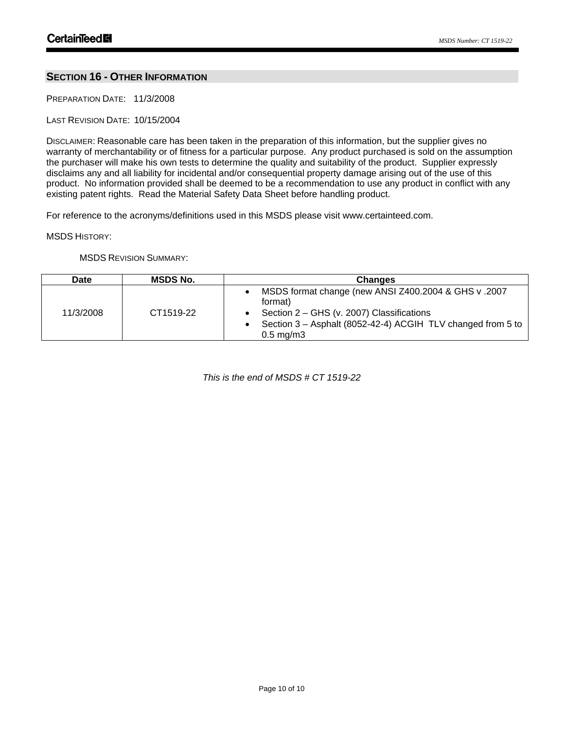## SECTION 16 - OTHER INFORMATION

PREPARATION DATE: 11/3/2008

LAST REVISION DATE: 10/15/2004

DISCLAIMER: Reasonable care has been taken in the preparation of this information, but the supplier gives no warranty of merchantability or of fitness for a particular purpose. Any product purchased is sold on the assumption the purchaser will make his own tests to determine the quality and suitability of the product. Supplier expressly disclaims any and all liability for incidental and/or consequential property damage arising out of the use of this product. No information provided shall be deemed to be a recommendation to use any product in conflict with any existing patent rights. Read the Material Safety Data Sheet before handling product.

For reference to the acronyms/definitions used in this MSDS please visit www.certainteed.com.

MSDS HISTORY:

MSDS REVISION SUMMARY:

| Date | MSDS No. | Changes |
|---|---|---|
| 11/3/2008 | CT1519-22 | • MSDS format change (new ANSI Z400.2004 & GHS v .2007 format)<br>• Section 2 – GHS (v. 2007) Classifications<br>• Section 3 – Asphalt (8052-42-4) ACGIH TLV changed from 5 to 0.5 mg/m3 |

*This is the end of MSDS # CT 1519-22*